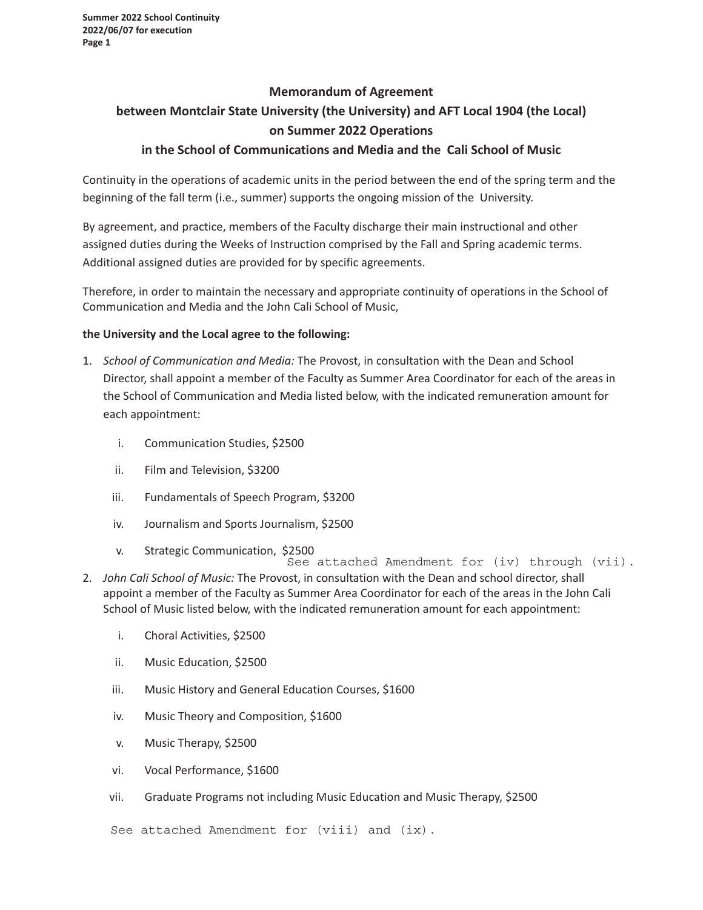## Memorandum of Agreement

## between Montclair State University (the University) and AFT Local 1904 (the Local)

## on Summer 2022 Operations

## in the School of Communications and Media and the Cali School of Music

Continuity in the operations of academic units in the period between the end of the spring term and the beginning of the fall term (i.e., summer) supports the ongoing mission of the University.

By agreement, and practice, members of the Faculty discharge their main instructional and other assigned duties during the Weeks of Instruction comprised by the Fall and Spring academic terms. Additional assigned duties are provided for by specific agreements.

Therefore, in order to maintain the necessary and appropriate continuity of operations in the School of Communication and Media and the John Cali School of Music,

**the University and the Local agree to the following:**

1. *School of Communication and Media:* The Provost, in consultation with the Dean and School Director, shall appoint a member of the Faculty as Summer Area Coordinator for each of the areas in the School of Communication and Media listed below, with the indicated remuneration amount for each appointment:

   i. Communication Studies, $2500

   ii. Film and Television, $3200

   iii. Fundamentals of Speech Program, $3200

   iv. Journalism and Sports Journalism, $2500

   v. Strategic Communication, $2500

   See attached Amendment for (iv) through (vii).

2. *John Cali School of Music:* The Provost, in consultation with the Dean and school director, shall appoint a member of the Faculty as Summer Area Coordinator for each of the areas in the John Cali School of Music listed below, with the indicated remuneration amount for each appointment:

   i. Choral Activities, $2500

   ii. Music Education, $2500

   iii. Music History and General Education Courses, $1600

   iv. Music Theory and Composition, $1600

   v. Music Therapy, $2500

   vi. Vocal Performance, $1600

   vii. Graduate Programs not including Music Education and Music Therapy, $2500

   See attached Amendment for (viii) and (ix).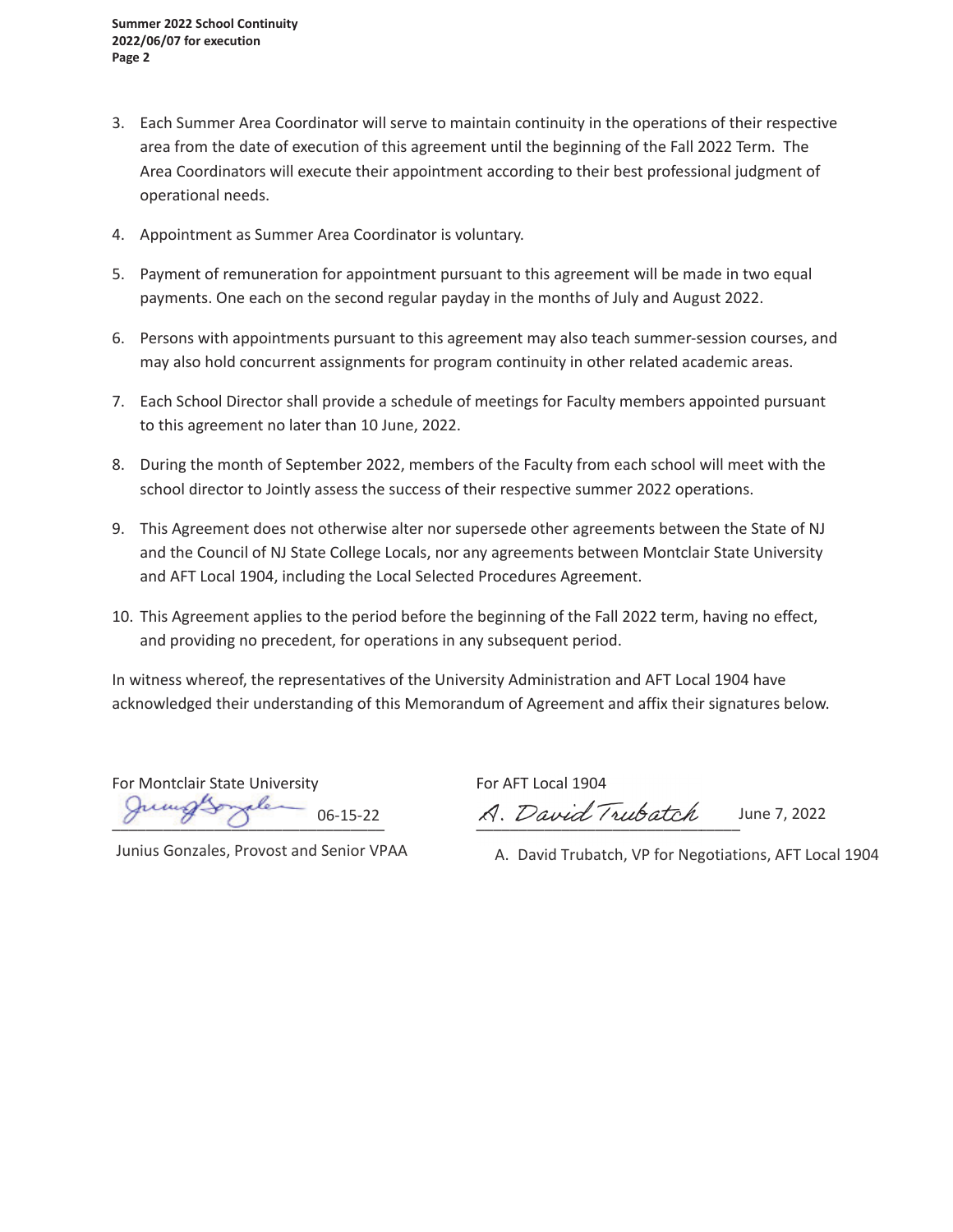3. Each Summer Area Coordinator will serve to maintain continuity in the operations of their respective area from the date of execution of this agreement until the beginning of the Fall 2022 Term. The Area Coordinators will execute their appointment according to their best professional judgment of operational needs.

4. Appointment as Summer Area Coordinator is voluntary.

5. Payment of remuneration for appointment pursuant to this agreement will be made in two equal payments. One each on the second regular payday in the months of July and August 2022.

6. Persons with appointments pursuant to this agreement may also teach summer-session courses, and may also hold concurrent assignments for program continuity in other related academic areas.

7. Each School Director shall provide a schedule of meetings for Faculty members appointed pursuant to this agreement no later than 10 June, 2022.

8. During the month of September 2022, members of the Faculty from each school will meet with the school director to Jointly assess the success of their respective summer 2022 operations.

9. This Agreement does not otherwise alter nor supersede other agreements between the State of NJ and the Council of NJ State College Locals, nor any agreements between Montclair State University and AFT Local 1904, including the Local Selected Procedures Agreement.

10. This Agreement applies to the period before the beginning of the Fall 2022 term, having no effect, and providing no precedent, for operations in any subsequent period.

In witness whereof, the representatives of the University Administration and AFT Local 1904 have acknowledged their understanding of this Memorandum of Agreement and affix their signatures below.

For Montclair State University

Junius Gonzales 06-15-22

Junius Gonzales, Provost and Senior VPAA

For AFT Local 1904

A. David Trubatch June 7, 2022

A. David Trubatch, VP for Negotiations, AFT Local 1904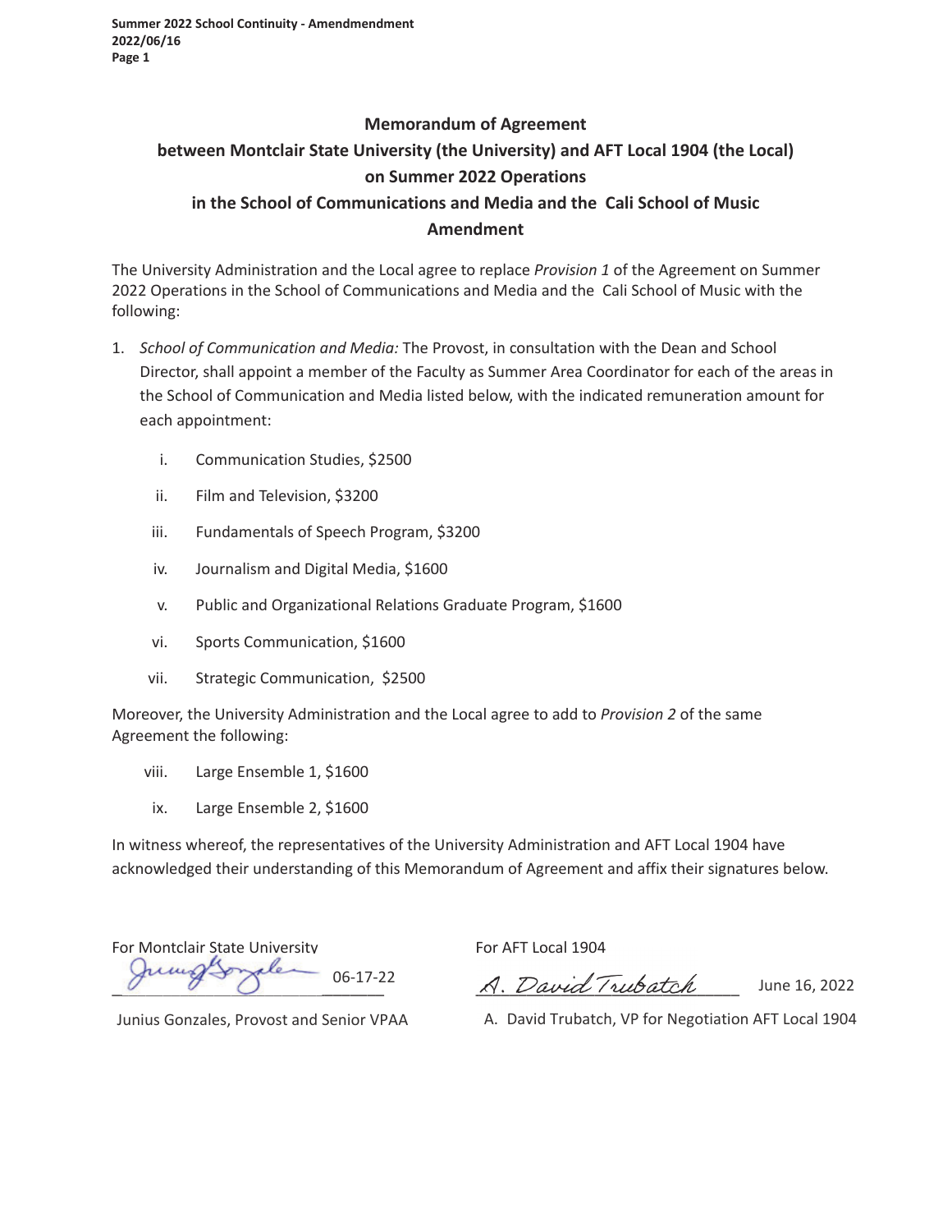# Memorandum of Agreement
## between Montclair State University (the University) and AFT Local 1904 (the Local)
## on Summer 2022 Operations
## in the School of Communications and Media and the Cali School of Music
## Amendment

The University Administration and the Local agree to replace *Provision 1* of the Agreement on Summer 2022 Operations in the School of Communications and Media and the Cali School of Music with the following:

1. *School of Communication and Media:* The Provost, in consultation with the Dean and School Director, shall appoint a member of the Faculty as Summer Area Coordinator for each of the areas in the School of Communication and Media listed below, with the indicated remuneration amount for each appointment:

   i. Communication Studies, $2500

   ii. Film and Television, $3200

   iii. Fundamentals of Speech Program, $3200

   iv. Journalism and Digital Media, $1600

   v. Public and Organizational Relations Graduate Program, $1600

   vi. Sports Communication, $1600

   vii. Strategic Communication, $2500

Moreover, the University Administration and the Local agree to add to *Provision 2* of the same Agreement the following:

   viii. Large Ensemble 1, $1600

   ix. Large Ensemble 2, $1600

In witness whereof, the representatives of the University Administration and AFT Local 1904 have acknowledged their understanding of this Memorandum of Agreement and affix their signatures below.

For Montclair State University

Junius Gonzales 06-17-22

Junius Gonzales, Provost and Senior VPAA

For AFT Local 1904

A. David Trubatch June 16, 2022

A. David Trubatch, VP for Negotiation AFT Local 1904